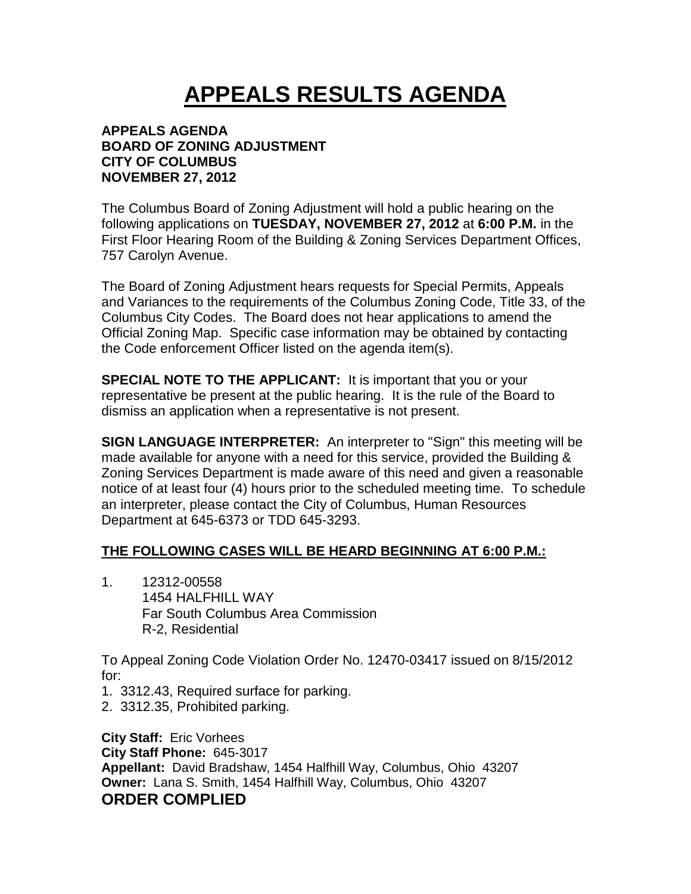# APPEALS RESULTS AGENDA

**APPEALS AGENDA**
**BOARD OF ZONING ADJUSTMENT**
**CITY OF COLUMBUS**
**NOVEMBER 27, 2012**

The Columbus Board of Zoning Adjustment will hold a public hearing on the following applications on **TUESDAY, NOVEMBER 27, 2012** at **6:00 P.M.** in the First Floor Hearing Room of the Building & Zoning Services Department Offices, 757 Carolyn Avenue.

The Board of Zoning Adjustment hears requests for Special Permits, Appeals and Variances to the requirements of the Columbus Zoning Code, Title 33, of the Columbus City Codes. The Board does not hear applications to amend the Official Zoning Map. Specific case information may be obtained by contacting the Code enforcement Officer listed on the agenda item(s).

**SPECIAL NOTE TO THE APPLICANT:** It is important that you or your representative be present at the public hearing. It is the rule of the Board to dismiss an application when a representative is not present.

**SIGN LANGUAGE INTERPRETER:** An interpreter to "Sign" this meeting will be made available for anyone with a need for this service, provided the Building & Zoning Services Department is made aware of this need and given a reasonable notice of at least four (4) hours prior to the scheduled meeting time. To schedule an interpreter, please contact the City of Columbus, Human Resources Department at 645-6373 or TDD 645-3293.

**THE FOLLOWING CASES WILL BE HEARD BEGINNING AT 6:00 P.M.:**

1. 12312-00558
   1454 HALFHILL WAY
   Far South Columbus Area Commission
   R-2, Residential

To Appeal Zoning Code Violation Order No. 12470-03417 issued on 8/15/2012 for:
1. 3312.43, Required surface for parking.
2. 3312.35, Prohibited parking.

**City Staff:** Eric Vorhees
**City Staff Phone:** 645-3017
**Appellant:** David Bradshaw, 1454 Halfhill Way, Columbus, Ohio 43207
**Owner:** Lana S. Smith, 1454 Halfhill Way, Columbus, Ohio 43207
**ORDER COMPLIED**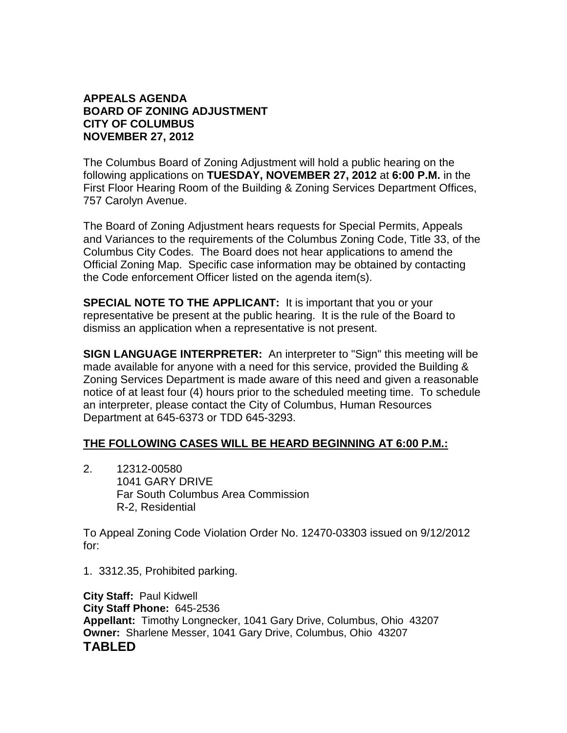**APPEALS AGENDA**
**BOARD OF ZONING ADJUSTMENT**
**CITY OF COLUMBUS**
**NOVEMBER 27, 2012**

The Columbus Board of Zoning Adjustment will hold a public hearing on the following applications on **TUESDAY, NOVEMBER 27, 2012** at **6:00 P.M.** in the First Floor Hearing Room of the Building & Zoning Services Department Offices, 757 Carolyn Avenue.

The Board of Zoning Adjustment hears requests for Special Permits, Appeals and Variances to the requirements of the Columbus Zoning Code, Title 33, of the Columbus City Codes. The Board does not hear applications to amend the Official Zoning Map. Specific case information may be obtained by contacting the Code enforcement Officer listed on the agenda item(s).

**SPECIAL NOTE TO THE APPLICANT:** It is important that you or your representative be present at the public hearing. It is the rule of the Board to dismiss an application when a representative is not present.

**SIGN LANGUAGE INTERPRETER:** An interpreter to "Sign" this meeting will be made available for anyone with a need for this service, provided the Building & Zoning Services Department is made aware of this need and given a reasonable notice of at least four (4) hours prior to the scheduled meeting time. To schedule an interpreter, please contact the City of Columbus, Human Resources Department at 645-6373 or TDD 645-3293.

**THE FOLLOWING CASES WILL BE HEARD BEGINNING AT 6:00 P.M.:**

2. 12312-00580
   1041 GARY DRIVE
   Far South Columbus Area Commission
   R-2, Residential

To Appeal Zoning Code Violation Order No. 12470-03303 issued on 9/12/2012 for:

1. 3312.35, Prohibited parking.

**City Staff:** Paul Kidwell
**City Staff Phone:** 645-2536
**Appellant:** Timothy Longnecker, 1041 Gary Drive, Columbus, Ohio 43207
**Owner:** Sharlene Messer, 1041 Gary Drive, Columbus, Ohio 43207
**TABLED**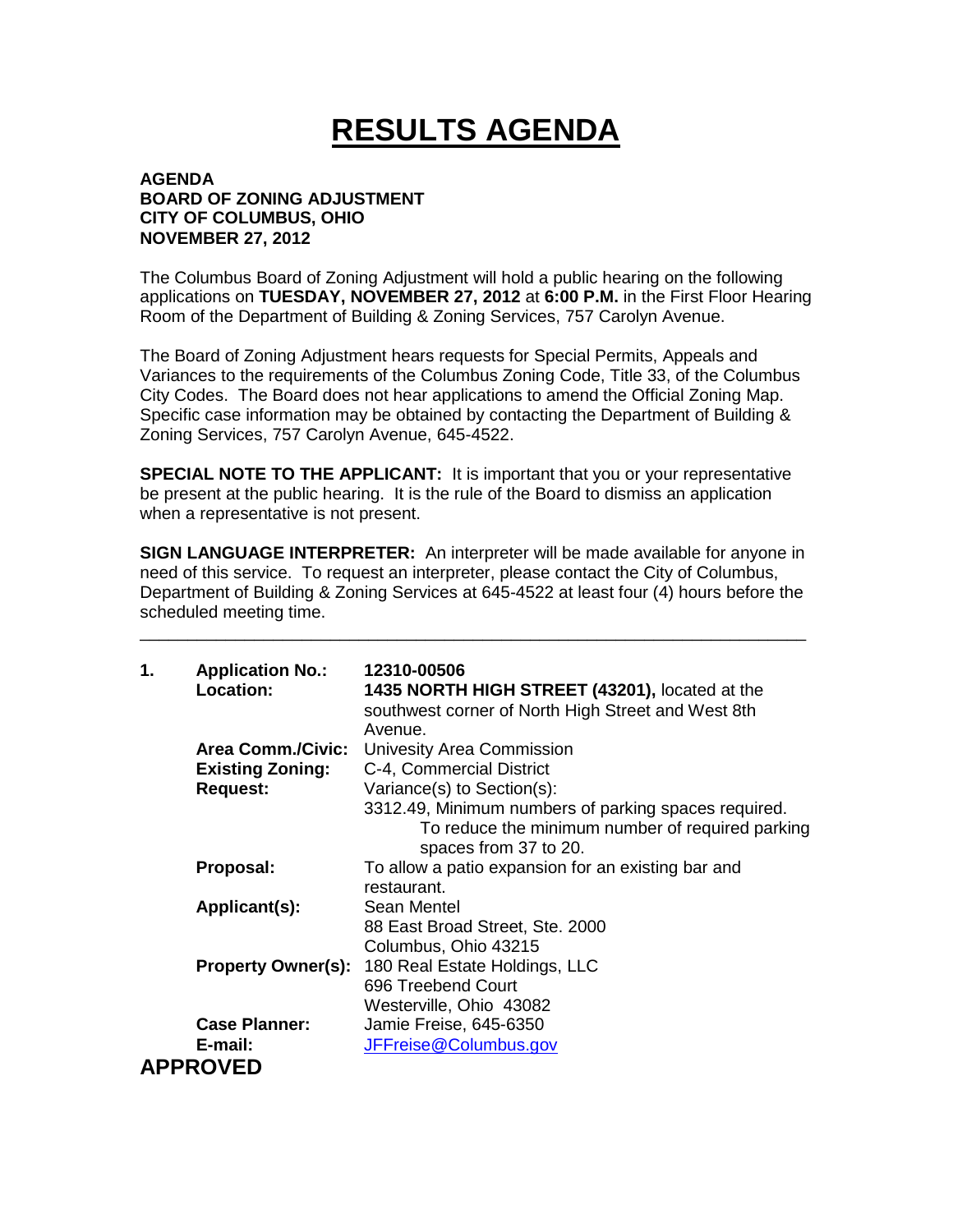# RESULTS AGENDA

**AGENDA**
**BOARD OF ZONING ADJUSTMENT**
**CITY OF COLUMBUS, OHIO**
**NOVEMBER 27, 2012**

The Columbus Board of Zoning Adjustment will hold a public hearing on the following applications on **TUESDAY, NOVEMBER 27, 2012** at **6:00 P.M.** in the First Floor Hearing Room of the Department of Building & Zoning Services, 757 Carolyn Avenue.

The Board of Zoning Adjustment hears requests for Special Permits, Appeals and Variances to the requirements of the Columbus Zoning Code, Title 33, of the Columbus City Codes. The Board does not hear applications to amend the Official Zoning Map. Specific case information may be obtained by contacting the Department of Building & Zoning Services, 757 Carolyn Avenue, 645-4522.

**SPECIAL NOTE TO THE APPLICANT:** It is important that you or your representative be present at the public hearing. It is the rule of the Board to dismiss an application when a representative is not present.

**SIGN LANGUAGE INTERPRETER:** An interpreter will be made available for anyone in need of this service. To request an interpreter, please contact the City of Columbus, Department of Building & Zoning Services at 645-4522 at least four (4) hours before the scheduled meeting time.

---

**1.** **Application No.:** 12310-00506

**Location:** **1435 NORTH HIGH STREET (43201),** located at the southwest corner of North High Street and West 8th Avenue.

**Area Comm./Civic:** Univesity Area Commission

**Existing Zoning:** C-4, Commercial District

**Request:** Variance(s) to Section(s):

3312.49, Minimum numbers of parking spaces required.
To reduce the minimum number of required parking spaces from 37 to 20.

**Proposal:** To allow a patio expansion for an existing bar and restaurant.

**Applicant(s):** Sean Mentel
88 East Broad Street, Ste. 2000
Columbus, Ohio 43215

**Property Owner(s):** 180 Real Estate Holdings, LLC
696 Treebend Court
Westerville, Ohio 43082

**Case Planner:** Jamie Freise, 645-6350

**E-mail:** JFFreise@Columbus.gov

**APPROVED**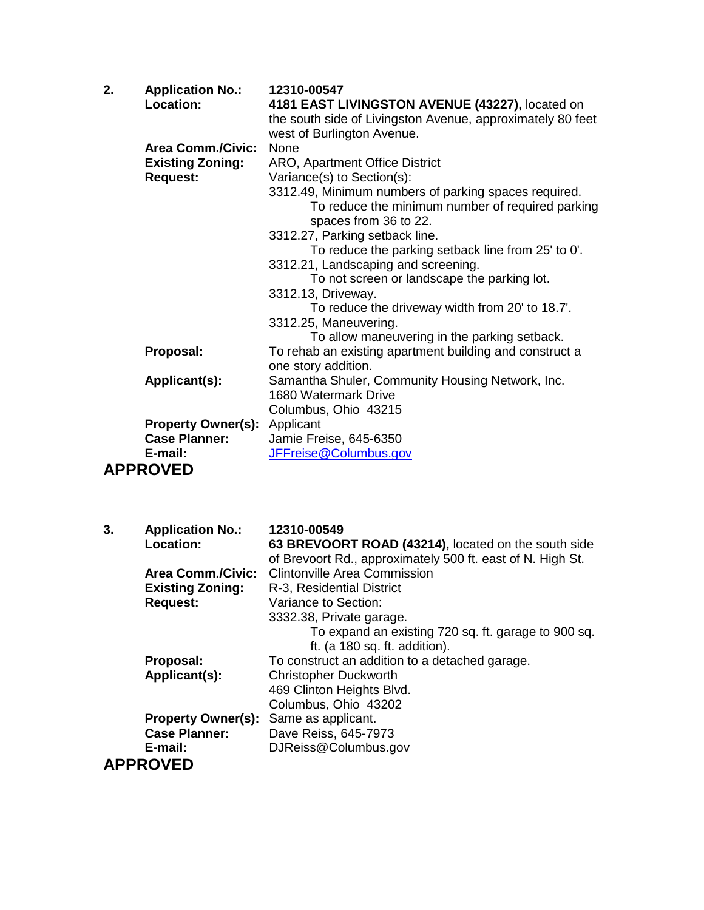**2.** **Application No.:** **12310-00547**

**Location:** **4181 EAST LIVINGSTON AVENUE (43227),** located on the south side of Livingston Avenue, approximately 80 feet west of Burlington Avenue.

**Area Comm./Civic:** None

**Existing Zoning:** ARO, Apartment Office District

**Request:** Variance(s) to Section(s):

3312.49, Minimum numbers of parking spaces required.
To reduce the minimum number of required parking spaces from 36 to 22.

3312.27, Parking setback line.
To reduce the parking setback line from 25' to 0'.

3312.21, Landscaping and screening.
To not screen or landscape the parking lot.

3312.13, Driveway.
To reduce the driveway width from 20' to 18.7'.

3312.25, Maneuvering.
To allow maneuvering in the parking setback.

**Proposal:** To rehab an existing apartment building and construct a one story addition.

**Applicant(s):** Samantha Shuler, Community Housing Network, Inc.
1680 Watermark Drive
Columbus, Ohio 43215

**Property Owner(s):** Applicant

**Case Planner:** Jamie Freise, 645-6350

**E-mail:** JFFreise@Columbus.gov

**APPROVED**

**3.** **Application No.:** **12310-00549**

**Location:** **63 BREVOORT ROAD (43214),** located on the south side of Brevoort Rd., approximately 500 ft. east of N. High St.

**Area Comm./Civic:** Clintonville Area Commission

**Existing Zoning:** R-3, Residential District

**Request:** Variance to Section:

3332.38, Private garage.
To expand an existing 720 sq. ft. garage to 900 sq. ft. (a 180 sq. ft. addition).

**Proposal:** To construct an addition to a detached garage.

**Applicant(s):** Christopher Duckworth
469 Clinton Heights Blvd.
Columbus, Ohio 43202

**Property Owner(s):** Same as applicant.

**Case Planner:** Dave Reiss, 645-7973

**E-mail:** DJReiss@Columbus.gov

**APPROVED**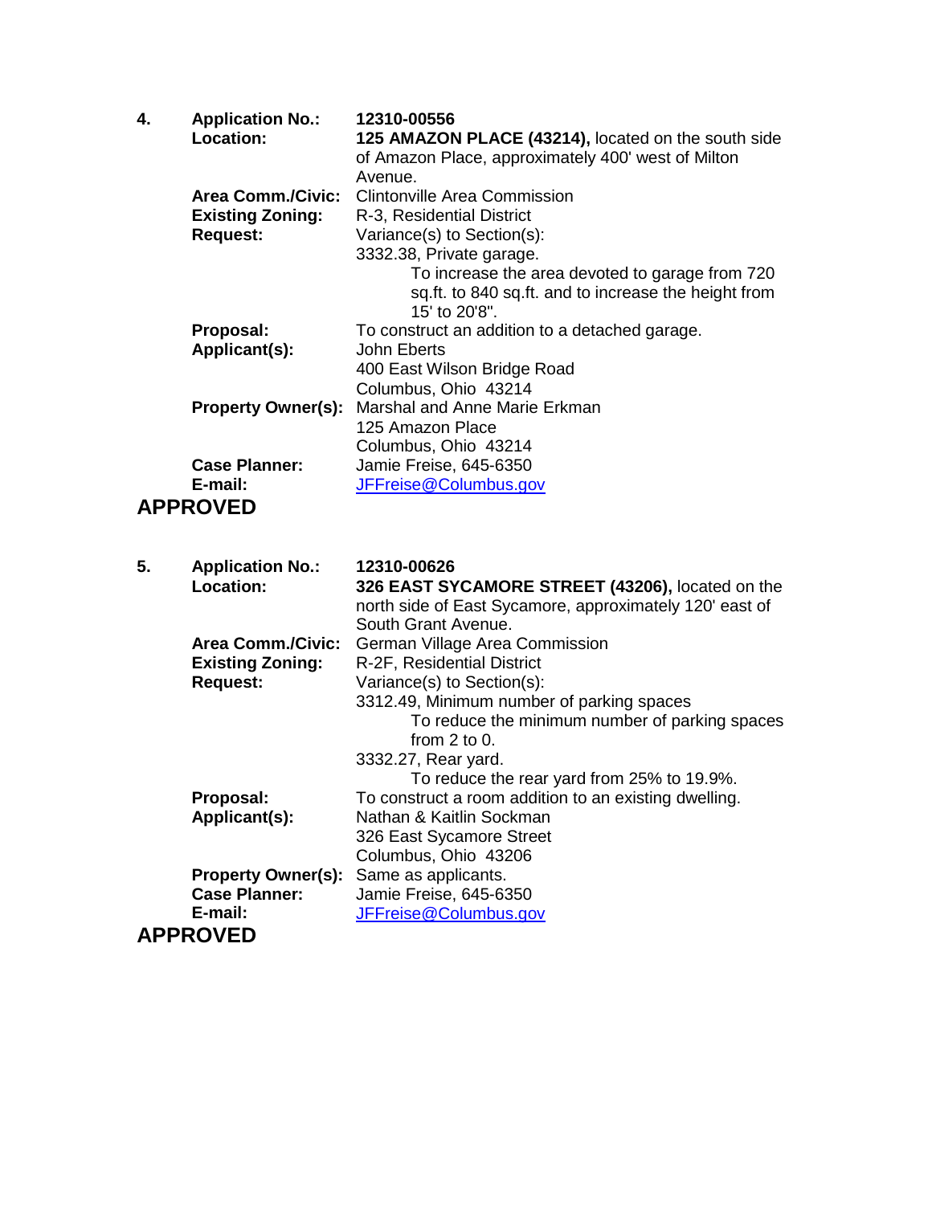**4.** **Application No.:** **12310-00556**

**Location:** **125 AMAZON PLACE (43214),** located on the south side of Amazon Place, approximately 400' west of Milton Avenue.

**Area Comm./Civic:** Clintonville Area Commission

**Existing Zoning:** R-3, Residential District

**Request:** Variance(s) to Section(s):

3332.38, Private garage.

To increase the area devoted to garage from 720 sq.ft. to 840 sq.ft. and to increase the height from 15' to 20'8".

**Proposal:** To construct an addition to a detached garage.

**Applicant(s):** John Eberts
400 East Wilson Bridge Road
Columbus, Ohio 43214

**Property Owner(s):** Marshal and Anne Marie Erkman
125 Amazon Place
Columbus, Ohio 43214

**Case Planner:** Jamie Freise, 645-6350

**E-mail:** JFFreise@Columbus.gov

## APPROVED

**5.** **Application No.:** **12310-00626**

**Location:** **326 EAST SYCAMORE STREET (43206),** located on the north side of East Sycamore, approximately 120' east of South Grant Avenue.

**Area Comm./Civic:** German Village Area Commission

**Existing Zoning:** R-2F, Residential District

**Request:** Variance(s) to Section(s):

3312.49, Minimum number of parking spaces

To reduce the minimum number of parking spaces from 2 to 0.

3332.27, Rear yard.

To reduce the rear yard from 25% to 19.9%.

**Proposal:** To construct a room addition to an existing dwelling.

**Applicant(s):** Nathan & Kaitlin Sockman
326 East Sycamore Street
Columbus, Ohio 43206

**Property Owner(s):** Same as applicants.

**Case Planner:** Jamie Freise, 645-6350

**E-mail:** JFFreise@Columbus.gov

## APPROVED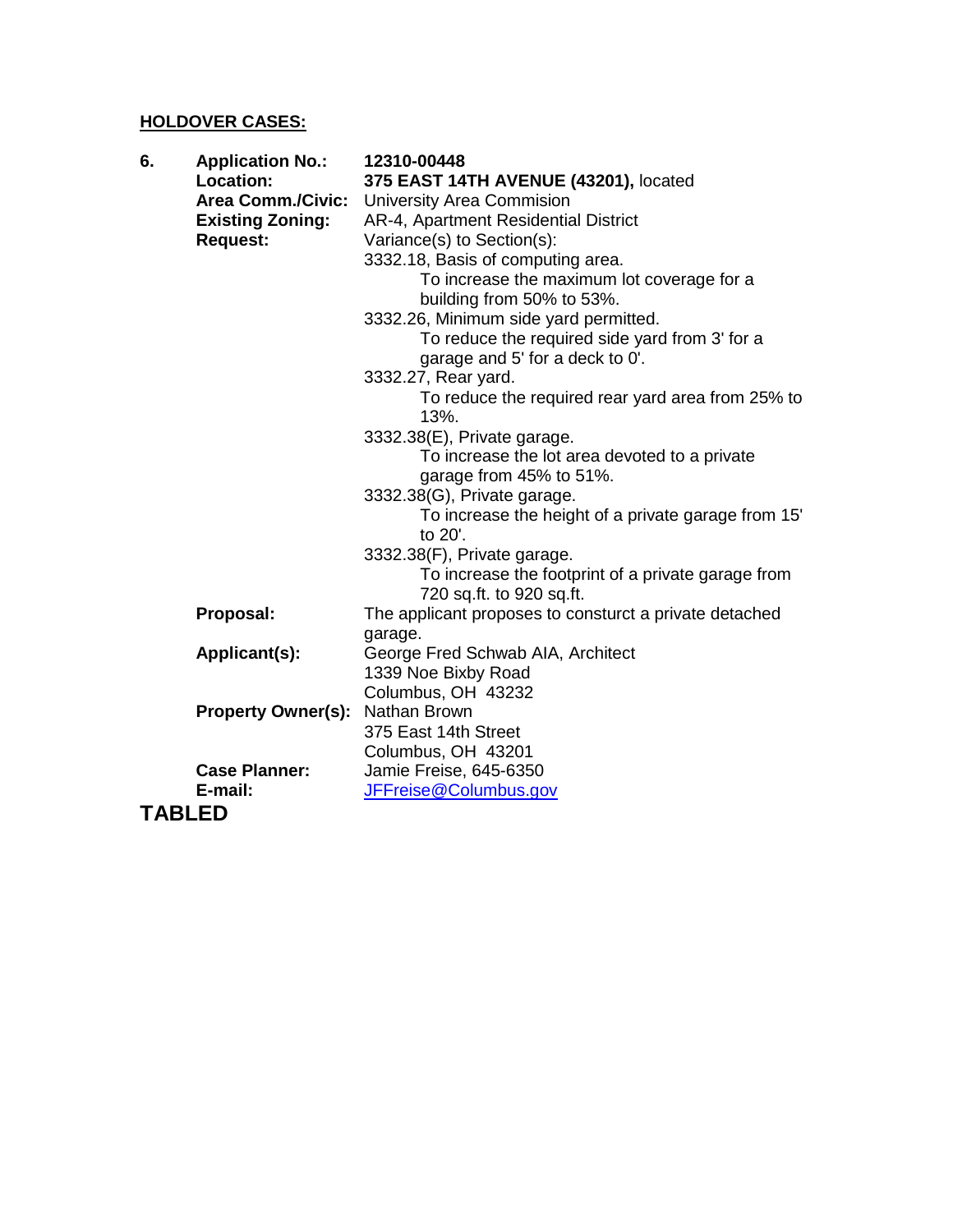**HOLDOVER CASES:**

**6. Application No.:** **12310-00448**

**Location:** **375 EAST 14TH AVENUE (43201),** located

**Area Comm./Civic:** University Area Commision

**Existing Zoning:** AR-4, Apartment Residential District

**Request:** Variance(s) to Section(s):

3332.18, Basis of computing area.
To increase the maximum lot coverage for a building from 50% to 53%.

3332.26, Minimum side yard permitted.
To reduce the required side yard from 3' for a garage and 5' for a deck to 0'.

3332.27, Rear yard.
To reduce the required rear yard area from 25% to 13%.

3332.38(E), Private garage.
To increase the lot area devoted to a private garage from 45% to 51%.

3332.38(G), Private garage.
To increase the height of a private garage from 15' to 20'.

3332.38(F), Private garage.
To increase the footprint of a private garage from 720 sq.ft. to 920 sq.ft.

**Proposal:** The applicant proposes to consturct a private detached garage.

**Applicant(s):** George Fred Schwab AIA, Architect
1339 Noe Bixby Road
Columbus, OH 43232

**Property Owner(s):** Nathan Brown
375 East 14th Street
Columbus, OH 43201

**Case Planner:** Jamie Freise, 645-6350

**E-mail:** JFFreise@Columbus.gov

**TABLED**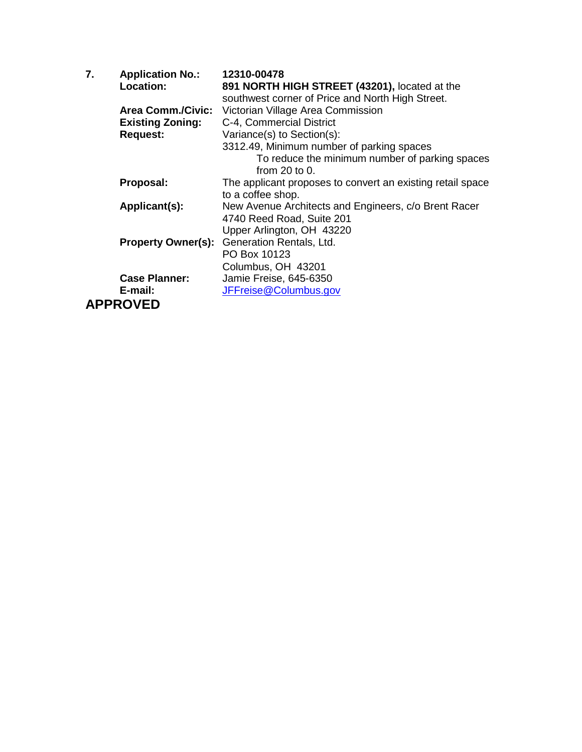**7.** **Application No.:** **12310-00478**

**Location:** **891 NORTH HIGH STREET (43201),** located at the southwest corner of Price and North High Street.

**Area Comm./Civic:** Victorian Village Area Commission

**Existing Zoning:** C-4, Commercial District

**Request:** Variance(s) to Section(s):

3312.49, Minimum number of parking spaces

To reduce the minimum number of parking spaces from 20 to 0.

**Proposal:** The applicant proposes to convert an existing retail space to a coffee shop.

**Applicant(s):** New Avenue Architects and Engineers, c/o Brent Racer
4740 Reed Road, Suite 201
Upper Arlington, OH 43220

**Property Owner(s):** Generation Rentals, Ltd.
PO Box 10123
Columbus, OH 43201

**Case Planner:** Jamie Freise, 645-6350

**E-mail:** JFFreise@Columbus.gov

**APPROVED**